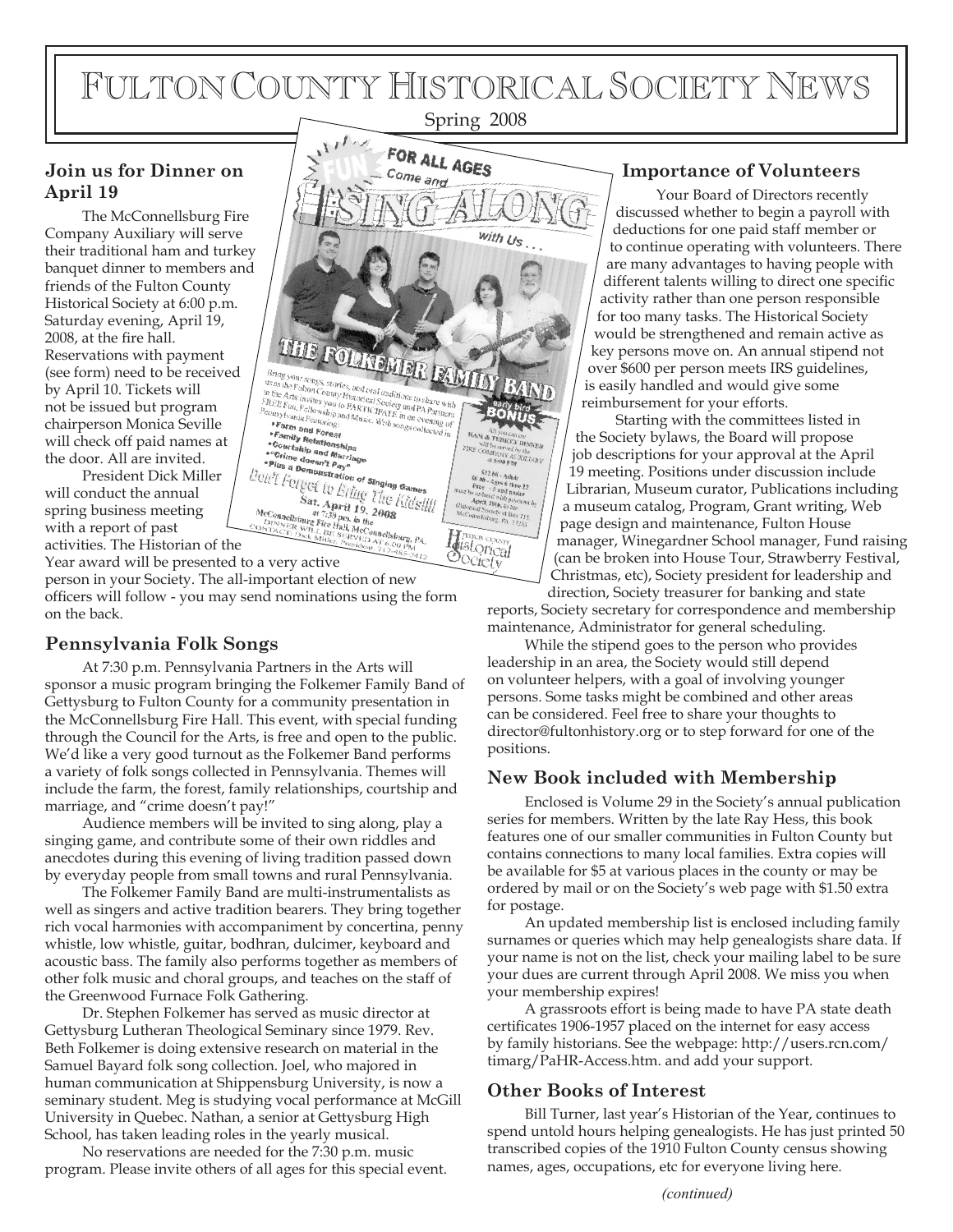# FULTON COUNTY HISTORICAL SOCIETY NEWS

Spring 2008

## Join us for Dinner on April 19

The McConnellsburg Fire Company Auxiliary will serve their traditional ham and turkey banquet dinner to members and friends of the Fulton County Historical Society at 6:00 p.m. Saturday evening, April 19, 2008, at the fire hall. Reservations with payment (see form) need to be received by April 10. Tickets will not be issued but program chairperson Monica Seville will check off paid names at the door. All are invited.

President Dick Miller will conduct the annual spring business meeting with a report of past activities. The Historian of the Year award will be presented to a very active person in your Society. The all-important election of new officers will follow - you may send nominations using the form on the back.

## Pennsylvania Folk Songs

At 7:30 p.m. Pennsylvania Partners in the Arts will sponsor a music program bringing the Folkemer Family Band of Gettysburg to Fulton County for a community presentation in the McConnellsburg Fire Hall. This event, with special funding through the Council for the Arts, is free and open to the public. We'd like a very good turnout as the Folkemer Band performs a variety of folk songs collected in Pennsylvania. Themes will include the farm, the forest, family relationships, courtship and marriage, and "crime doesn't pay!"

Audience members will be invited to sing along, play a singing game, and contribute some of their own riddles and anecdotes during this evening of living tradition passed down by everyday people from small towns and rural Pennsylvania.

The Folkemer Family Band are multi-instrumentalists as well as singers and active tradition bearers. They bring together rich vocal harmonies with accompaniment by concertina, penny whistle, low whistle, guitar, bodhran, dulcimer, keyboard and acoustic bass. The family also performs together as members of other folk music and choral groups, and teaches on the staff of the Greenwood Furnace Folk Gathering.

Dr. Stephen Folkemer has served as music director at Gettysburg Lutheran Theological Seminary since 1979. Rev. Beth Folkemer is doing extensive research on material in the Samuel Bayard folk song collection. Joel, who majored in human communication at Shippensburg University, is now a seminary student. Meg is studying vocal performance at McGill University in Quebec. Nathan, a senior at Gettysburg High School, has taken leading roles in the yearly musical.

No reservations are needed for the 7:30 p.m. music program. Please invite others of all ages for this special event.

## Importance of Volunteers

Your Board of Directors recently discussed whether to begin a payroll with deductions for one paid staff member or to continue operating with volunteers. There are many advantages to having people with different talents willing to direct one specific activity rather than one person responsible for too many tasks. The Historical Society would be strengthened and remain active as key persons move on. An annual stipend not over $600 per person meets IRS guidelines, is easily handled and would give some reimbursement for your efforts.

Starting with the committees listed in the Society bylaws, the Board will propose job descriptions for your approval at the April 19 meeting. Positions under discussion include Librarian, Museum curator, Publications including a museum catalog, Program, Grant writing, Web page design and maintenance, Fulton House manager, Winegardner School manager, Fund raising (can be broken into House Tour, Strawberry Festival, Christmas, etc), Society president for leadership and direction, Society treasurer for banking and state reports, Society secretary for correspondence and membership maintenance, Administrator for general scheduling.

While the stipend goes to the person who provides leadership in an area, the Society would still depend on volunteer helpers, with a goal of involving younger persons. Some tasks might be combined and other areas can be considered. Feel free to share your thoughts to director@fultonhistory.org or to step forward for one of the positions.

## New Book included with Membership

Enclosed is Volume 29 in the Society's annual publication series for members. Written by the late Ray Hess, this book features one of our smaller communities in Fulton County but contains connections to many local families. Extra copies will be available for $5 at various places in the county or may be ordered by mail or on the Society's web page with $1.50 extra for postage.

An updated membership list is enclosed including family surnames or queries which may help genealogists share data. If your name is not on the list, check your mailing label to be sure your dues are current through April 2008. We miss you when your membership expires!

A grassroots effort is being made to have PA state death certificates 1906-1957 placed on the internet for easy access by family historians. See the webpage: http://users.rcn.com/timarg/PaHR-Access.htm. and add your support.

## Other Books of Interest

Bill Turner, last year's Historian of the Year, continues to spend untold hours helping genealogists. He has just printed 50 transcribed copies of the 1910 Fulton County census showing names, ages, occupations, etc for everyone living here.

*(continued)*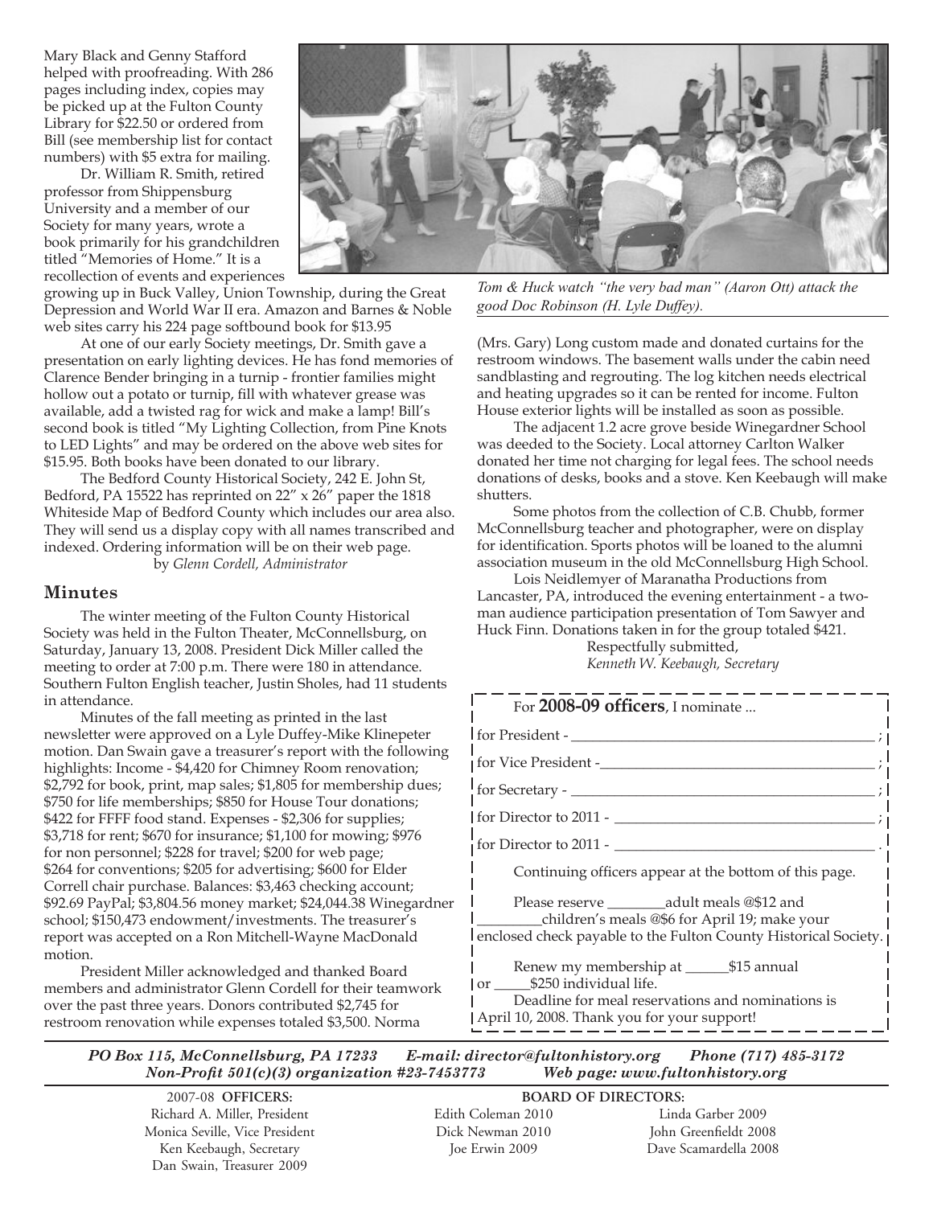Mary Black and Genny Stafford helped with proofreading. With 286 pages including index, copies may be picked up at the Fulton County Library for $22.50 or ordered from Bill (see membership list for contact numbers) with $5 extra for mailing.

Dr. William R. Smith, retired professor from Shippensburg University and a member of our Society for many years, wrote a book primarily for his grandchildren titled "Memories of Home." It is a recollection of events and experiences growing up in Buck Valley, Union Township, during the Great Depression and World War II era. Amazon and Barnes & Noble web sites carry his 224 page softbound book for $13.95

At one of our early Society meetings, Dr. Smith gave a presentation on early lighting devices. He has fond memories of Clarence Bender bringing in a turnip - frontier families might hollow out a potato or turnip, fill with whatever grease was available, add a twisted rag for wick and make a lamp! Bill's second book is titled "My Lighting Collection, from Pine Knots to LED Lights" and may be ordered on the above web sites for $15.95. Both books have been donated to our library.

The Bedford County Historical Society, 242 E. John St, Bedford, PA 15522 has reprinted on 22" x 26" paper the 1818 Whiteside Map of Bedford County which includes our area also. They will send us a display copy with all names transcribed and indexed. Ordering information will be on their web page.

by *Glenn Cordell, Administrator*

*Tom & Huck watch "the very bad man" (Aaron Ott) attack the good Doc Robinson (H. Lyle Duffey).*

## Minutes

The winter meeting of the Fulton County Historical Society was held in the Fulton Theater, McConnellsburg, on Saturday, January 13, 2008. President Dick Miller called the meeting to order at 7:00 p.m. There were 180 in attendance. Southern Fulton English teacher, Justin Sholes, had 11 students in attendance.

Minutes of the fall meeting as printed in the last newsletter were approved on a Lyle Duffey-Mike Klinepeter motion. Dan Swain gave a treasurer's report with the following highlights: Income - $4,420 for Chimney Room renovation; $2,792 for book, print, map sales; $1,805 for membership dues; $750 for life memberships; $850 for House Tour donations; $422 for FFFF food stand. Expenses - $2,306 for supplies; $3,718 for rent; $670 for insurance; $1,100 for mowing; $976 for non personnel; $228 for travel; $200 for web page; $264 for conventions; $205 for advertising; $600 for Elder Correll chair purchase. Balances: $3,463 checking account; $92.69 PayPal; $3,804.56 money market; $24,044.38 Winegardner school; $150,473 endowment/investments. The treasurer's report was accepted on a Ron Mitchell-Wayne MacDonald motion.

President Miller acknowledged and thanked Board members and administrator Glenn Cordell for their teamwork over the past three years. Donors contributed $2,745 for restroom renovation while expenses totaled $3,500. Norma (Mrs. Gary) Long custom made and donated curtains for the restroom windows. The basement walls under the cabin need sandblasting and regrouting. The log kitchen needs electrical and heating upgrades so it can be rented for income. Fulton House exterior lights will be installed as soon as possible.

The adjacent 1.2 acre grove beside Winegardner School was deeded to the Society. Local attorney Carlton Walker donated her time not charging for legal fees. The school needs donations of desks, books and a stove. Ken Keebaugh will make shutters.

Some photos from the collection of C.B. Chubb, former McConnellsburg teacher and photographer, were on display for identification. Sports photos will be loaned to the alumni association museum in the old McConnellsburg High School.

Lois Neidlemyer of Maranatha Productions from Lancaster, PA, introduced the evening entertainment - a two-man audience participation presentation of Tom Sawyer and Huck Finn. Donations taken in for the group totaled $421.

Respectfully submitted,
*Kenneth W. Keebaugh, Secretary*

---

For **2008-09 officers**, I nominate ...

for President - ________________________________;

for Vice President -_____________________________;

for Secretary - ________________________________;

for Director to 2011 - ___________________________;

for Director to 2011 - ___________________________.

Continuing officers appear at the bottom of this page.

Please reserve ________adult meals @$12 and ________children's meals @$6 for April 19; make your enclosed check payable to the Fulton County Historical Society.

Renew my membership at ______$15 annual or _____$250 individual life.

Deadline for meal reservations and nominations is April 10, 2008. Thank you for your support!

---

***PO Box 115, McConnellsburg, PA 17233 E-mail: director@fultonhistory.org Phone (717) 485-3172***
***Non-Profit 501(c)(3) organization #23-7453773 Web page: www.fultonhistory.org***

| 2007-08 **OFFICERS:** | **BOARD OF DIRECTORS:** | |
|---|---|---|
| Richard A. Miller, President | Edith Coleman 2010 | Linda Garber 2009 |
| Monica Seville, Vice President | Dick Newman 2010 | John Greenfieldt 2008 |
| Ken Keebaugh, Secretary | Joe Erwin 2009 | Dave Scamardella 2008 |
| Dan Swain, Treasurer 2009 | | |